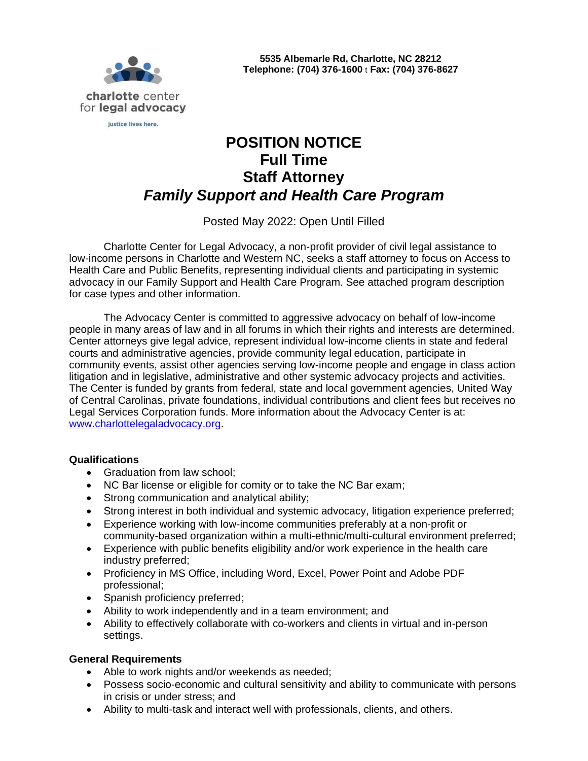charlotte center for legal advocacy

justice lives here.

**5535 Albemarle Rd, Charlotte, NC 28212**
**Telephone: (704) 376-1600 t Fax: (704) 376-8627**

# POSITION NOTICE
# Full Time
# Staff Attorney
# *Family Support and Health Care Program*

Posted May 2022: Open Until Filled

Charlotte Center for Legal Advocacy, a non-profit provider of civil legal assistance to low-income persons in Charlotte and Western NC, seeks a staff attorney to focus on Access to Health Care and Public Benefits, representing individual clients and participating in systemic advocacy in our Family Support and Health Care Program. See attached program description for case types and other information.

The Advocacy Center is committed to aggressive advocacy on behalf of low-income people in many areas of law and in all forums in which their rights and interests are determined. Center attorneys give legal advice, represent individual low-income clients in state and federal courts and administrative agencies, provide community legal education, participate in community events, assist other agencies serving low-income people and engage in class action litigation and in legislative, administrative and other systemic advocacy projects and activities. The Center is funded by grants from federal, state and local government agencies, United Way of Central Carolinas, private foundations, individual contributions and client fees but receives no Legal Services Corporation funds. More information about the Advocacy Center is at: www.charlottelegaladvocacy.org.

**Qualifications**

- Graduation from law school;
- NC Bar license or eligible for comity or to take the NC Bar exam;
- Strong communication and analytical ability;
- Strong interest in both individual and systemic advocacy, litigation experience preferred;
- Experience working with low-income communities preferably at a non-profit or community-based organization within a multi-ethnic/multi-cultural environment preferred;
- Experience with public benefits eligibility and/or work experience in the health care industry preferred;
- Proficiency in MS Office, including Word, Excel, Power Point and Adobe PDF professional;
- Spanish proficiency preferred;
- Ability to work independently and in a team environment; and
- Ability to effectively collaborate with co-workers and clients in virtual and in-person settings.

**General Requirements**

- Able to work nights and/or weekends as needed;
- Possess socio-economic and cultural sensitivity and ability to communicate with persons in crisis or under stress; and
- Ability to multi-task and interact well with professionals, clients, and others.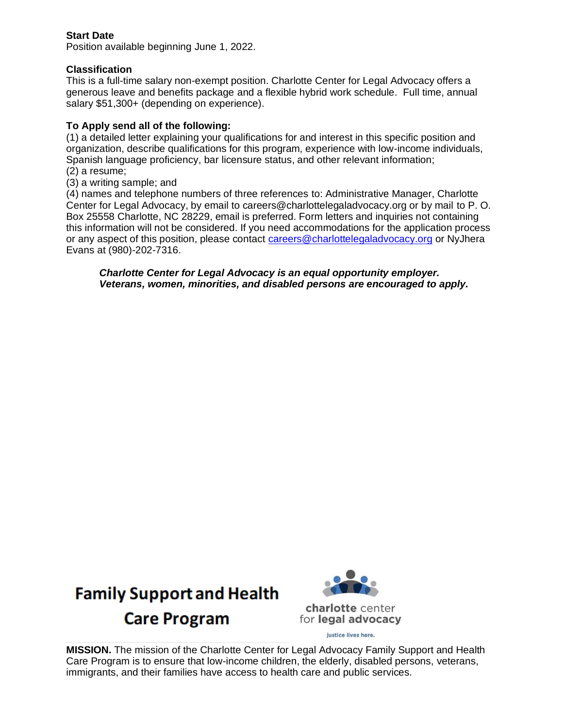**Start Date**
Position available beginning June 1, 2022.

**Classification**
This is a full-time salary non-exempt position. Charlotte Center for Legal Advocacy offers a generous leave and benefits package and a flexible hybrid work schedule. Full time, annual salary $51,300+ (depending on experience).

**To Apply send all of the following:**
(1) a detailed letter explaining your qualifications for and interest in this specific position and organization, describe qualifications for this program, experience with low-income individuals, Spanish language proficiency, bar licensure status, and other relevant information;
(2) a resume;
(3) a writing sample; and
(4) names and telephone numbers of three references to: Administrative Manager, Charlotte Center for Legal Advocacy, by email to careers@charlottelegaladvocacy.org or by mail to P. O. Box 25558 Charlotte, NC 28229, email is preferred. Form letters and inquiries not containing this information will not be considered. If you need accommodations for the application process or any aspect of this position, please contact [careers@charlottelegaladvocacy.org](mailto:careers@charlottelegaladvocacy.org) or NyJhera Evans at (980)-202-7316.

> ***Charlotte Center for Legal Advocacy is an equal opportunity employer. Veterans, women, minorities, and disabled persons are encouraged to apply.***

# Family Support and Health Care Program

charlotte center for legal advocacy

justice lives here.

**MISSION.** The mission of the Charlotte Center for Legal Advocacy Family Support and Health Care Program is to ensure that low-income children, the elderly, disabled persons, veterans, immigrants, and their families have access to health care and public services.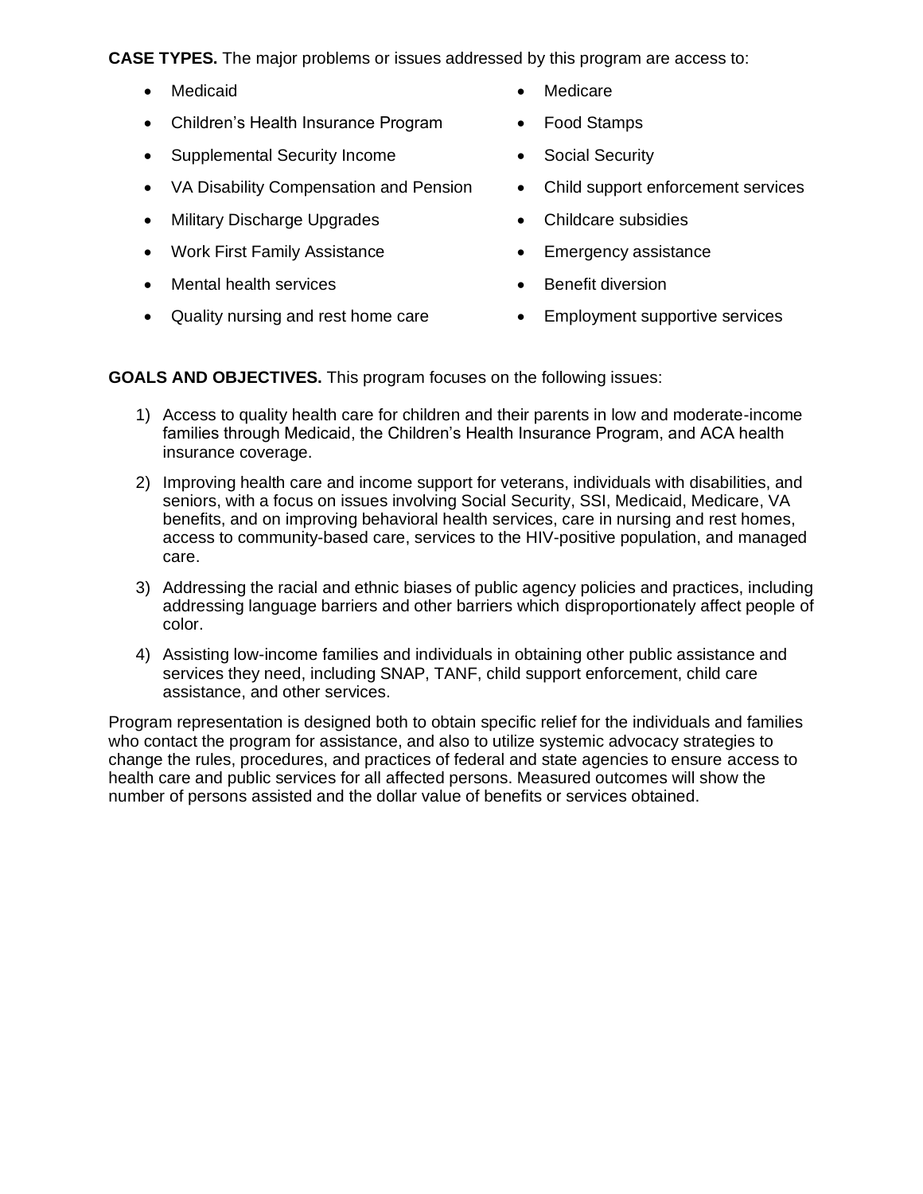**CASE TYPES.** The major problems or issues addressed by this program are access to:

- Medicaid
- Medicare
- Children's Health Insurance Program
- Food Stamps
- Supplemental Security Income
- Social Security
- VA Disability Compensation and Pension
- Child support enforcement services
- Military Discharge Upgrades
- Childcare subsidies
- Work First Family Assistance
- Emergency assistance
- Mental health services
- Benefit diversion
- Quality nursing and rest home care
- Employment supportive services

**GOALS AND OBJECTIVES.** This program focuses on the following issues:

1) Access to quality health care for children and their parents in low and moderate-income families through Medicaid, the Children's Health Insurance Program, and ACA health insurance coverage.
2) Improving health care and income support for veterans, individuals with disabilities, and seniors, with a focus on issues involving Social Security, SSI, Medicaid, Medicare, VA benefits, and on improving behavioral health services, care in nursing and rest homes, access to community-based care, services to the HIV-positive population, and managed care.
3) Addressing the racial and ethnic biases of public agency policies and practices, including addressing language barriers and other barriers which disproportionately affect people of color.
4) Assisting low-income families and individuals in obtaining other public assistance and services they need, including SNAP, TANF, child support enforcement, child care assistance, and other services.

Program representation is designed both to obtain specific relief for the individuals and families who contact the program for assistance, and also to utilize systemic advocacy strategies to change the rules, procedures, and practices of federal and state agencies to ensure access to health care and public services for all affected persons. Measured outcomes will show the number of persons assisted and the dollar value of benefits or services obtained.